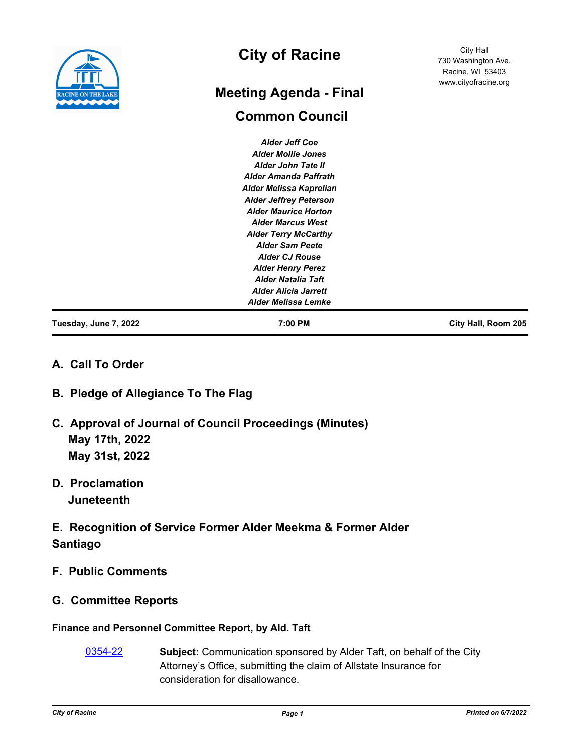# City of Racine

City Hall
730 Washington Ave.
Racine, WI 53403
www.cityofracine.org

## Meeting Agenda - Final

## Common Council

*Alder Jeff Coe*
*Alder Mollie Jones*
*Alder John Tate II*
*Alder Amanda Paffrath*
*Alder Melissa Kaprelian*
*Alder Jeffrey Peterson*
*Alder Maurice Horton*
*Alder Marcus West*
*Alder Terry McCarthy*
*Alder Sam Peete*
*Alder CJ Rouse*
*Alder Henry Perez*
*Alder Natalia Taft*
*Alder Alicia Jarrett*
*Alder Melissa Lemke*

**Tuesday, June 7, 2022** | **7:00 PM** | **City Hall, Room 205**

### A. Call To Order

### B. Pledge of Allegiance To The Flag

### C. Approval of Journal of Council Proceedings (Minutes)

**May 17th, 2022**
**May 31st, 2022**

### D. Proclamation

**Juneteenth**

### E. Recognition of Service Former Alder Meekma & Former Alder Santiago

### F. Public Comments

### G. Committee Reports

**Finance and Personnel Committee Report, by Ald. Taft**

0354-22 — **Subject:** Communication sponsored by Alder Taft, on behalf of the City Attorney's Office, submitting the claim of Allstate Insurance for consideration for disallowance.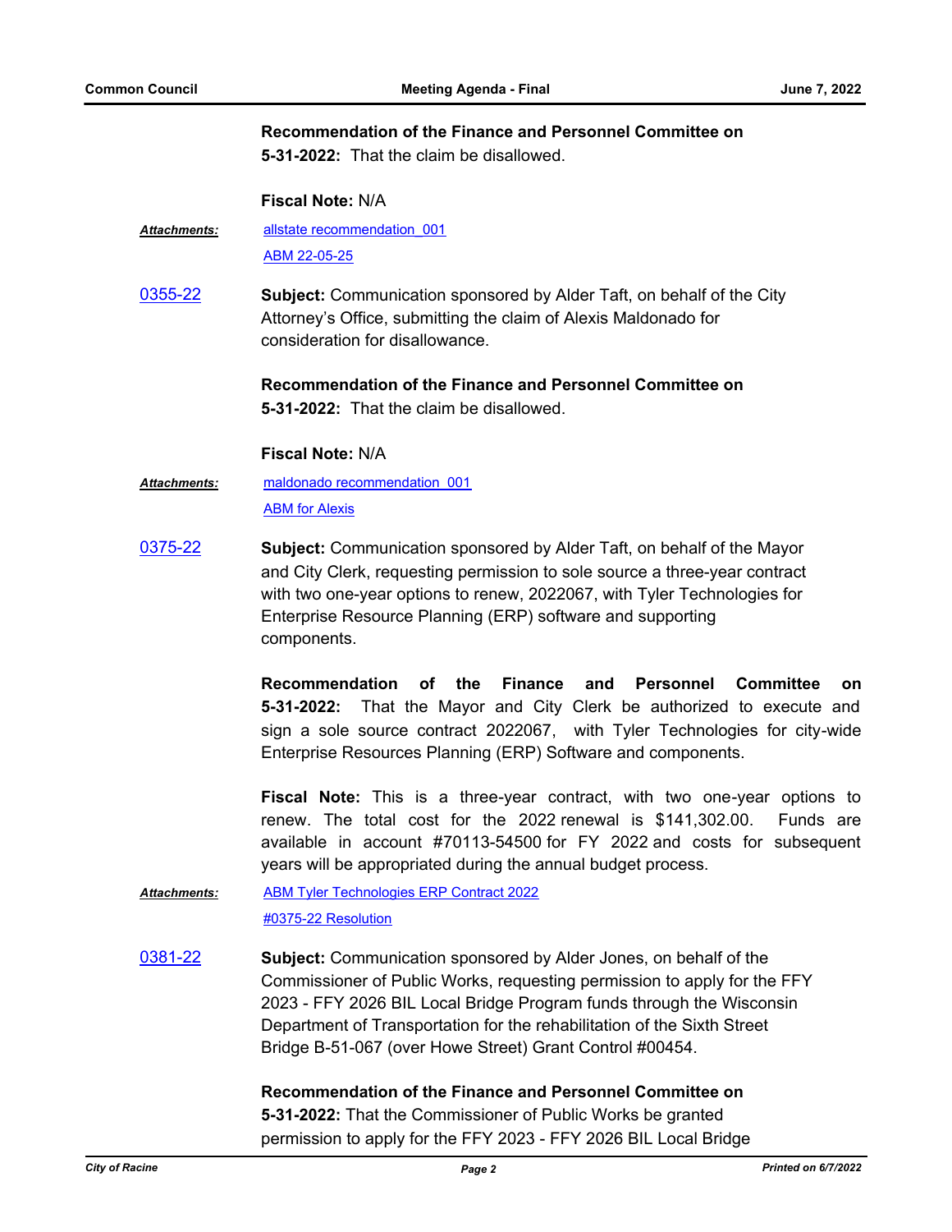**Recommendation of the Finance and Personnel Committee on 5-31-2022:** That the claim be disallowed.

**Fiscal Note:** N/A

***Attachments:*** allstate recommendation_001

ABM 22-05-25

0355-22 **Subject:** Communication sponsored by Alder Taft, on behalf of the City Attorney's Office, submitting the claim of Alexis Maldonado for consideration for disallowance.

**Recommendation of the Finance and Personnel Committee on 5-31-2022:** That the claim be disallowed.

**Fiscal Note:** N/A

***Attachments:*** maldonado recommendation_001

ABM for Alexis

0375-22 **Subject:** Communication sponsored by Alder Taft, on behalf of the Mayor and City Clerk, requesting permission to sole source a three-year contract with two one-year options to renew, 2022067, with Tyler Technologies for Enterprise Resource Planning (ERP) software and supporting components.

**Recommendation of the Finance and Personnel Committee on 5-31-2022:** That the Mayor and City Clerk be authorized to execute and sign a sole source contract 2022067, with Tyler Technologies for city-wide Enterprise Resources Planning (ERP) Software and components.

**Fiscal Note:** This is a three-year contract, with two one-year options to renew. The total cost for the 2022 renewal is $141,302.00. Funds are available in account #70113-54500 for FY 2022 and costs for subsequent years will be appropriated during the annual budget process.

***Attachments:*** ABM Tyler Technologies ERP Contract 2022

#0375-22 Resolution

0381-22 **Subject:** Communication sponsored by Alder Jones, on behalf of the Commissioner of Public Works, requesting permission to apply for the FFY 2023 - FFY 2026 BIL Local Bridge Program funds through the Wisconsin Department of Transportation for the rehabilitation of the Sixth Street Bridge B-51-067 (over Howe Street) Grant Control #00454.

**Recommendation of the Finance and Personnel Committee on 5-31-2022:** That the Commissioner of Public Works be granted permission to apply for the FFY 2023 - FFY 2026 BIL Local Bridge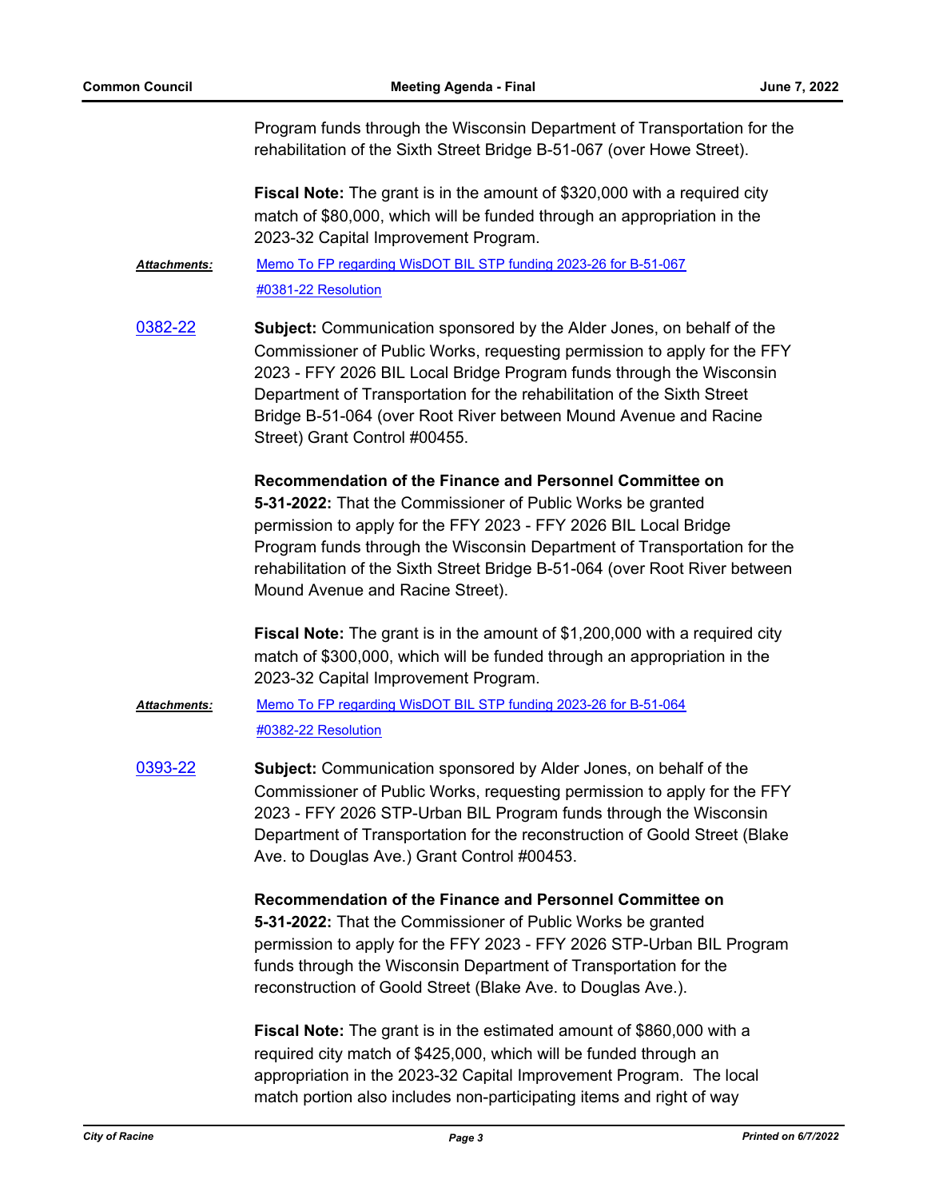Program funds through the Wisconsin Department of Transportation for the rehabilitation of the Sixth Street Bridge B-51-067 (over Howe Street).

**Fiscal Note:** The grant is in the amount of $320,000 with a required city match of $80,000, which will be funded through an appropriation in the 2023-32 Capital Improvement Program.

***Attachments:*** [Memo To FP regarding WisDOT BIL STP funding 2023-26 for B-51-067](#)
[#0381-22 Resolution](#)

[0382-22](#) **Subject:** Communication sponsored by the Alder Jones, on behalf of the Commissioner of Public Works, requesting permission to apply for the FFY 2023 - FFY 2026 BIL Local Bridge Program funds through the Wisconsin Department of Transportation for the rehabilitation of the Sixth Street Bridge B-51-064 (over Root River between Mound Avenue and Racine Street) Grant Control #00455.

**Recommendation of the Finance and Personnel Committee on 5-31-2022:** That the Commissioner of Public Works be granted permission to apply for the FFY 2023 - FFY 2026 BIL Local Bridge Program funds through the Wisconsin Department of Transportation for the rehabilitation of the Sixth Street Bridge B-51-064 (over Root River between Mound Avenue and Racine Street).

**Fiscal Note:** The grant is in the amount of $1,200,000 with a required city match of $300,000, which will be funded through an appropriation in the 2023-32 Capital Improvement Program.

***Attachments:*** [Memo To FP regarding WisDOT BIL STP funding 2023-26 for B-51-064](#)
[#0382-22 Resolution](#)

[0393-22](#) **Subject:** Communication sponsored by Alder Jones, on behalf of the Commissioner of Public Works, requesting permission to apply for the FFY 2023 - FFY 2026 STP-Urban BIL Program funds through the Wisconsin Department of Transportation for the reconstruction of Goold Street (Blake Ave. to Douglas Ave.) Grant Control #00453.

**Recommendation of the Finance and Personnel Committee on 5-31-2022:** That the Commissioner of Public Works be granted permission to apply for the FFY 2023 - FFY 2026 STP-Urban BIL Program funds through the Wisconsin Department of Transportation for the reconstruction of Goold Street (Blake Ave. to Douglas Ave.).

**Fiscal Note:** The grant is in the estimated amount of $860,000 with a required city match of $425,000, which will be funded through an appropriation in the 2023-32 Capital Improvement Program. The local match portion also includes non-participating items and right of way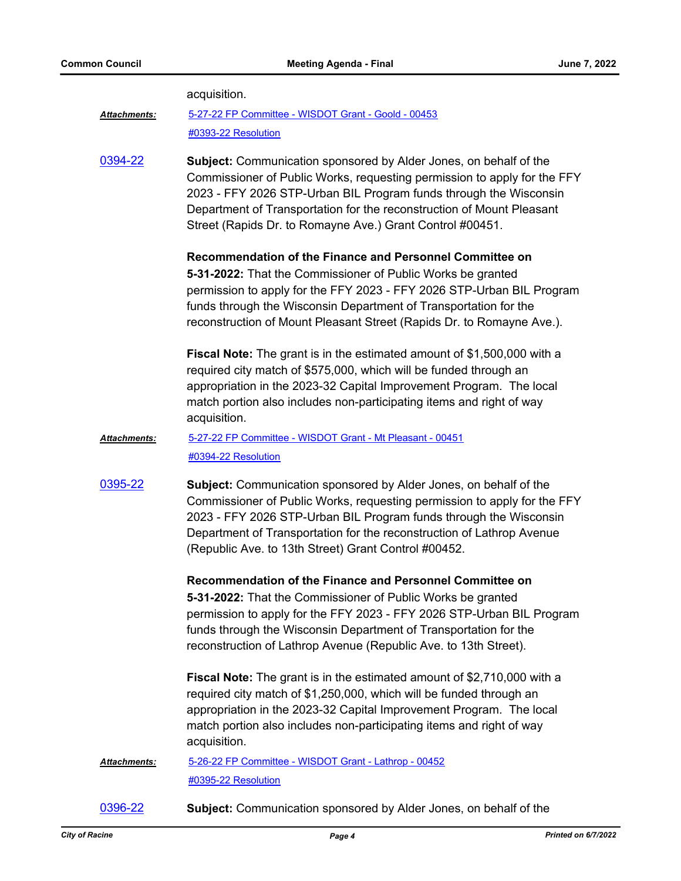acquisition.

***Attachments:*** 5-27-22 FP Committee - WISDOT Grant - Goold - 00453

#0393-22 Resolution

0394-22 **Subject:** Communication sponsored by Alder Jones, on behalf of the Commissioner of Public Works, requesting permission to apply for the FFY 2023 - FFY 2026 STP-Urban BIL Program funds through the Wisconsin Department of Transportation for the reconstruction of Mount Pleasant Street (Rapids Dr. to Romayne Ave.) Grant Control #00451.

**Recommendation of the Finance and Personnel Committee on 5-31-2022:** That the Commissioner of Public Works be granted permission to apply for the FFY 2023 - FFY 2026 STP-Urban BIL Program funds through the Wisconsin Department of Transportation for the reconstruction of Mount Pleasant Street (Rapids Dr. to Romayne Ave.).

**Fiscal Note:** The grant is in the estimated amount of $1,500,000 with a required city match of $575,000, which will be funded through an appropriation in the 2023-32 Capital Improvement Program. The local match portion also includes non-participating items and right of way acquisition.

***Attachments:*** 5-27-22 FP Committee - WISDOT Grant - Mt Pleasant - 00451

#0394-22 Resolution

0395-22 **Subject:** Communication sponsored by Alder Jones, on behalf of the Commissioner of Public Works, requesting permission to apply for the FFY 2023 - FFY 2026 STP-Urban BIL Program funds through the Wisconsin Department of Transportation for the reconstruction of Lathrop Avenue (Republic Ave. to 13th Street) Grant Control #00452.

**Recommendation of the Finance and Personnel Committee on 5-31-2022:** That the Commissioner of Public Works be granted permission to apply for the FFY 2023 - FFY 2026 STP-Urban BIL Program funds through the Wisconsin Department of Transportation for the reconstruction of Lathrop Avenue (Republic Ave. to 13th Street).

**Fiscal Note:** The grant is in the estimated amount of $2,710,000 with a required city match of $1,250,000, which will be funded through an appropriation in the 2023-32 Capital Improvement Program. The local match portion also includes non-participating items and right of way acquisition.

***Attachments:*** 5-26-22 FP Committee - WISDOT Grant - Lathrop - 00452

#0395-22 Resolution

0396-22 **Subject:** Communication sponsored by Alder Jones, on behalf of the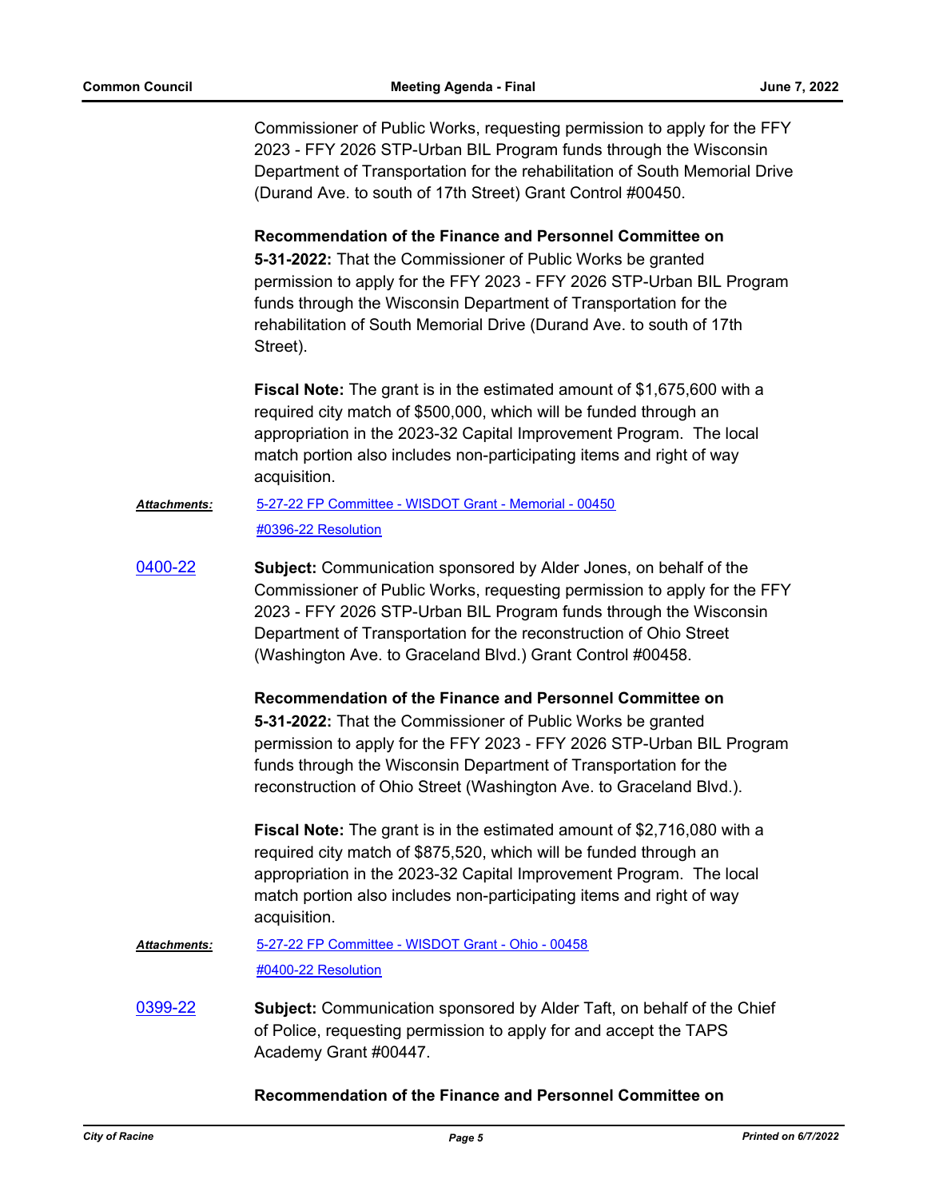Commissioner of Public Works, requesting permission to apply for the FFY 2023 - FFY 2026 STP-Urban BIL Program funds through the Wisconsin Department of Transportation for the rehabilitation of South Memorial Drive (Durand Ave. to south of 17th Street) Grant Control #00450.

**Recommendation of the Finance and Personnel Committee on 5-31-2022:** That the Commissioner of Public Works be granted permission to apply for the FFY 2023 - FFY 2026 STP-Urban BIL Program funds through the Wisconsin Department of Transportation for the rehabilitation of South Memorial Drive (Durand Ave. to south of 17th Street).

**Fiscal Note:** The grant is in the estimated amount of $1,675,600 with a required city match of $500,000, which will be funded through an appropriation in the 2023-32 Capital Improvement Program. The local match portion also includes non-participating items and right of way acquisition.

***Attachments:*** 5-27-22 FP Committee - WISDOT Grant - Memorial - 00450

#0396-22 Resolution

0400-22

**Subject:** Communication sponsored by Alder Jones, on behalf of the Commissioner of Public Works, requesting permission to apply for the FFY 2023 - FFY 2026 STP-Urban BIL Program funds through the Wisconsin Department of Transportation for the reconstruction of Ohio Street (Washington Ave. to Graceland Blvd.) Grant Control #00458.

**Recommendation of the Finance and Personnel Committee on 5-31-2022:** That the Commissioner of Public Works be granted permission to apply for the FFY 2023 - FFY 2026 STP-Urban BIL Program funds through the Wisconsin Department of Transportation for the reconstruction of Ohio Street (Washington Ave. to Graceland Blvd.).

**Fiscal Note:** The grant is in the estimated amount of $2,716,080 with a required city match of $875,520, which will be funded through an appropriation in the 2023-32 Capital Improvement Program. The local match portion also includes non-participating items and right of way acquisition.

***Attachments:*** 5-27-22 FP Committee - WISDOT Grant - Ohio - 00458

#0400-22 Resolution

0399-22

**Subject:** Communication sponsored by Alder Taft, on behalf of the Chief of Police, requesting permission to apply for and accept the TAPS Academy Grant #00447.

**Recommendation of the Finance and Personnel Committee on**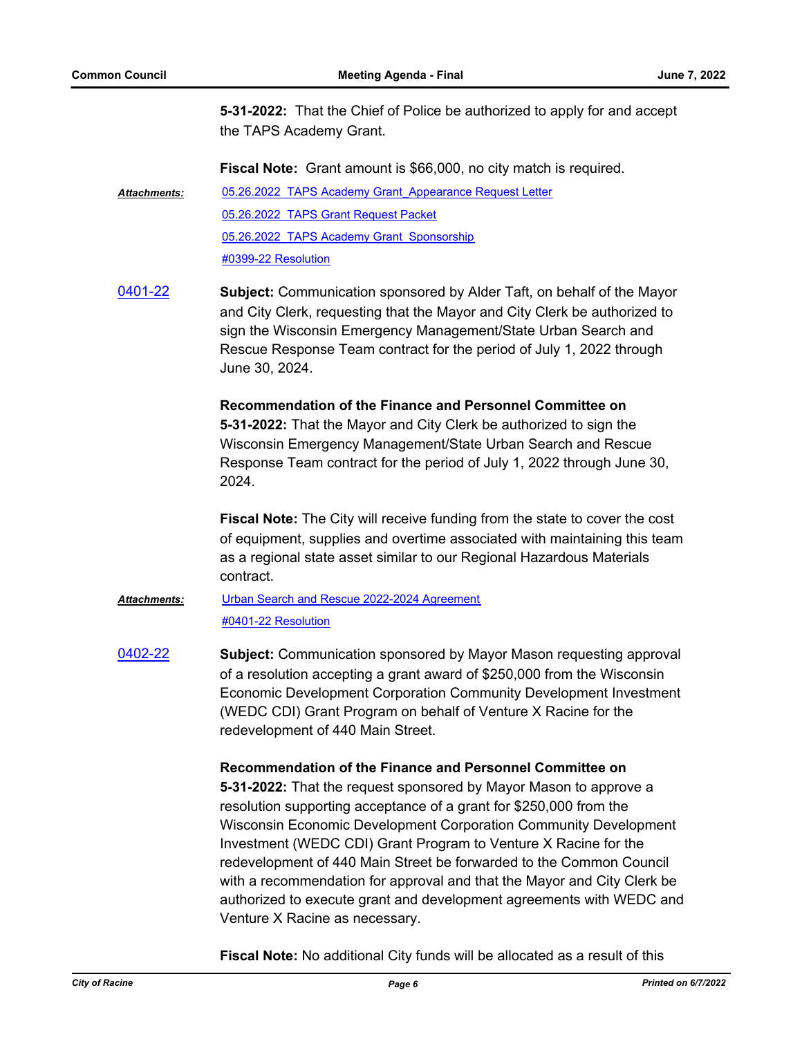**5-31-2022:** That the Chief of Police be authorized to apply for and accept the TAPS Academy Grant.

**Fiscal Note:** Grant amount is $66,000, no city match is required.

***Attachments:*** 05.26.2022 TAPS Academy Grant_Appearance Request Letter

05.26.2022 TAPS Grant Request Packet

05.26.2022 TAPS Academy Grant Sponsorship

#0399-22 Resolution

0401-22

**Subject:** Communication sponsored by Alder Taft, on behalf of the Mayor and City Clerk, requesting that the Mayor and City Clerk be authorized to sign the Wisconsin Emergency Management/State Urban Search and Rescue Response Team contract for the period of July 1, 2022 through June 30, 2024.

**Recommendation of the Finance and Personnel Committee on 5-31-2022:** That the Mayor and City Clerk be authorized to sign the Wisconsin Emergency Management/State Urban Search and Rescue Response Team contract for the period of July 1, 2022 through June 30, 2024.

**Fiscal Note:** The City will receive funding from the state to cover the cost of equipment, supplies and overtime associated with maintaining this team as a regional state asset similar to our Regional Hazardous Materials contract.

***Attachments:*** Urban Search and Rescue 2022-2024 Agreement

#0401-22 Resolution

0402-22

**Subject:** Communication sponsored by Mayor Mason requesting approval of a resolution accepting a grant award of $250,000 from the Wisconsin Economic Development Corporation Community Development Investment (WEDC CDI) Grant Program on behalf of Venture X Racine for the redevelopment of 440 Main Street.

**Recommendation of the Finance and Personnel Committee on 5-31-2022:** That the request sponsored by Mayor Mason to approve a resolution supporting acceptance of a grant for $250,000 from the Wisconsin Economic Development Corporation Community Development Investment (WEDC CDI) Grant Program to Venture X Racine for the redevelopment of 440 Main Street be forwarded to the Common Council with a recommendation for approval and that the Mayor and City Clerk be authorized to execute grant and development agreements with WEDC and Venture X Racine as necessary.

**Fiscal Note:** No additional City funds will be allocated as a result of this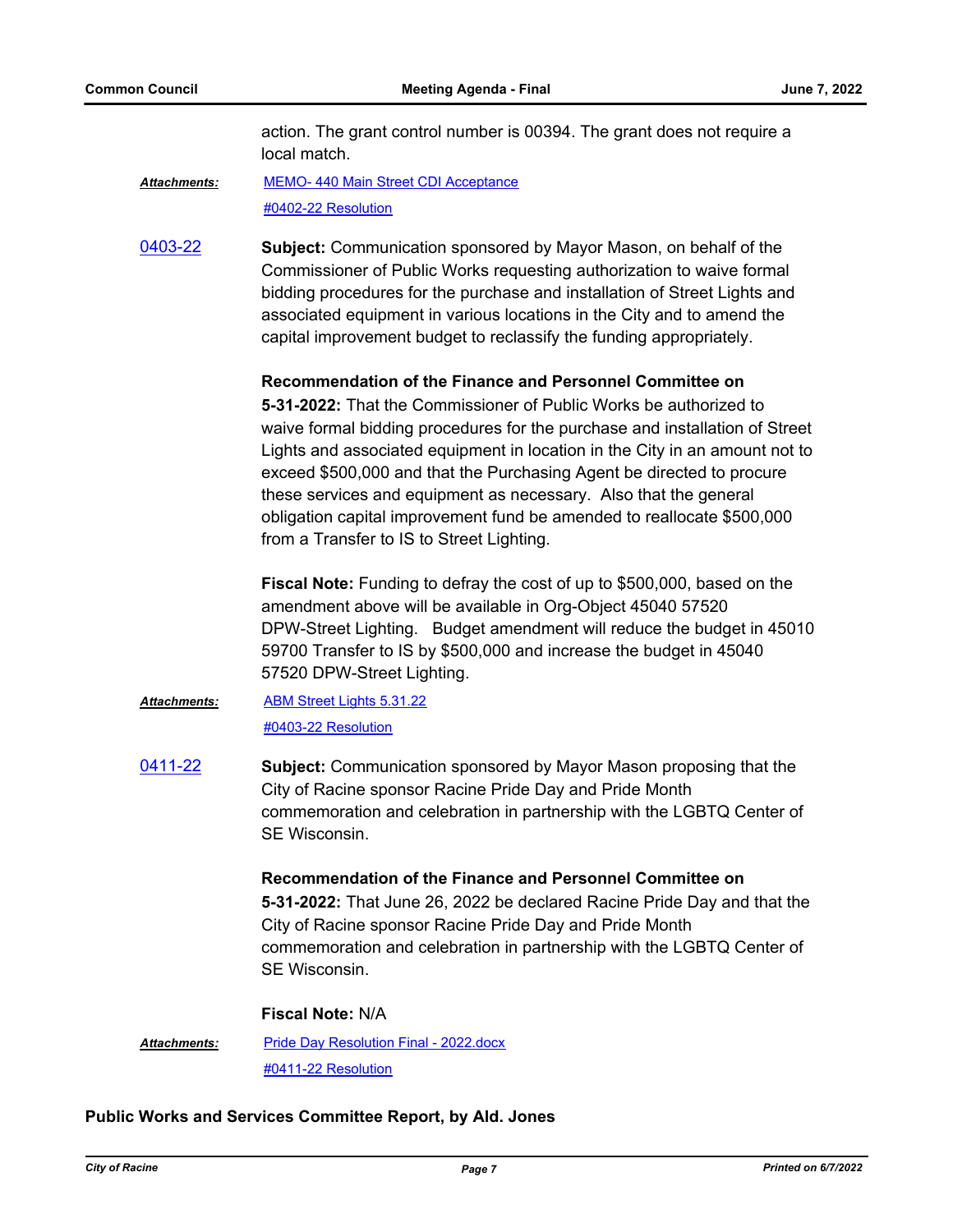action. The grant control number is 00394. The grant does not require a local match.

***Attachments:*** MEMO- 440 Main Street CDI Acceptance

#0402-22 Resolution

**0403-22** **Subject:** Communication sponsored by Mayor Mason, on behalf of the Commissioner of Public Works requesting authorization to waive formal bidding procedures for the purchase and installation of Street Lights and associated equipment in various locations in the City and to amend the capital improvement budget to reclassify the funding appropriately.

**Recommendation of the Finance and Personnel Committee on 5-31-2022:** That the Commissioner of Public Works be authorized to waive formal bidding procedures for the purchase and installation of Street Lights and associated equipment in location in the City in an amount not to exceed $500,000 and that the Purchasing Agent be directed to procure these services and equipment as necessary. Also that the general obligation capital improvement fund be amended to reallocate $500,000 from a Transfer to IS to Street Lighting.

**Fiscal Note:** Funding to defray the cost of up to $500,000, based on the amendment above will be available in Org-Object 45040 57520 DPW-Street Lighting. Budget amendment will reduce the budget in 45010 59700 Transfer to IS by $500,000 and increase the budget in 45040 57520 DPW-Street Lighting.

***Attachments:*** ABM Street Lights 5.31.22

#0403-22 Resolution

**0411-22** **Subject:** Communication sponsored by Mayor Mason proposing that the City of Racine sponsor Racine Pride Day and Pride Month commemoration and celebration in partnership with the LGBTQ Center of SE Wisconsin.

**Recommendation of the Finance and Personnel Committee on 5-31-2022:** That June 26, 2022 be declared Racine Pride Day and that the City of Racine sponsor Racine Pride Day and Pride Month commemoration and celebration in partnership with the LGBTQ Center of SE Wisconsin.

**Fiscal Note:** N/A

***Attachments:*** Pride Day Resolution Final - 2022.docx

#0411-22 Resolution

## Public Works and Services Committee Report, by Ald. Jones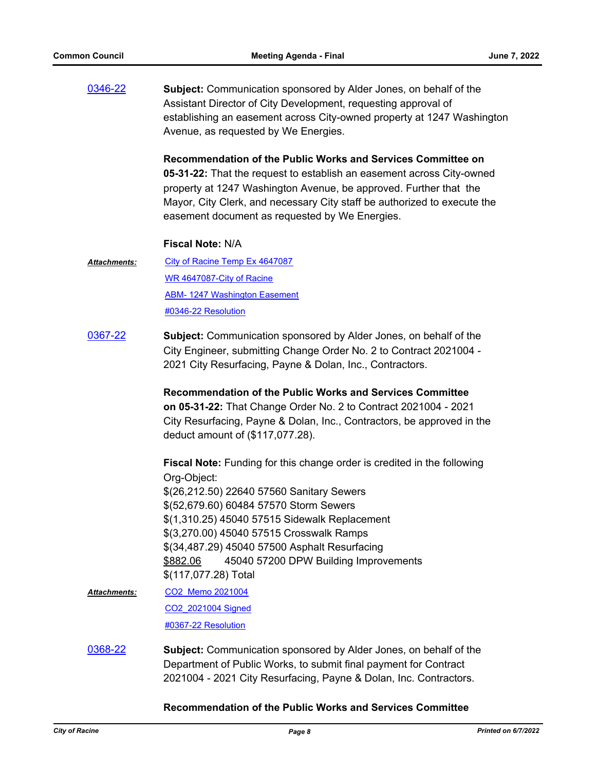0346-22

**Subject:** Communication sponsored by Alder Jones, on behalf of the Assistant Director of City Development, requesting approval of establishing an easement across City-owned property at 1247 Washington Avenue, as requested by We Energies.

**Recommendation of the Public Works and Services Committee on 05-31-22:** That the request to establish an easement across City-owned property at 1247 Washington Avenue, be approved. Further that the Mayor, City Clerk, and necessary City staff be authorized to execute the easement document as requested by We Energies.

**Fiscal Note:** N/A

***Attachments:***
- City of Racine Temp Ex 4647087
- WR 4647087-City of Racine
- ABM- 1247 Washington Easement
- #0346-22 Resolution

0367-22

**Subject:** Communication sponsored by Alder Jones, on behalf of the City Engineer, submitting Change Order No. 2 to Contract 2021004 - 2021 City Resurfacing, Payne & Dolan, Inc., Contractors.

**Recommendation of the Public Works and Services Committee on 05-31-22:** That Change Order No. 2 to Contract 2021004 - 2021 City Resurfacing, Payne & Dolan, Inc., Contractors, be approved in the deduct amount of ($117,077.28).

**Fiscal Note:** Funding for this change order is credited in the following Org-Object:
$(26,212.50) 22640 57560 Sanitary Sewers
$(52,679.60) 60484 57570 Storm Sewers
$(1,310.25) 45040 57515 Sidewalk Replacement
$(3,270.00) 45040 57515 Crosswalk Ramps
$(34,487.29) 45040 57500 Asphalt Resurfacing
$882.06 45040 57200 DPW Building Improvements
$(117,077.28) Total

***Attachments:***
- CO2_Memo 2021004
- CO2_2021004 Signed
- #0367-22 Resolution

0368-22

**Subject:** Communication sponsored by Alder Jones, on behalf of the Department of Public Works, to submit final payment for Contract 2021004 - 2021 City Resurfacing, Payne & Dolan, Inc. Contractors.

**Recommendation of the Public Works and Services Committee**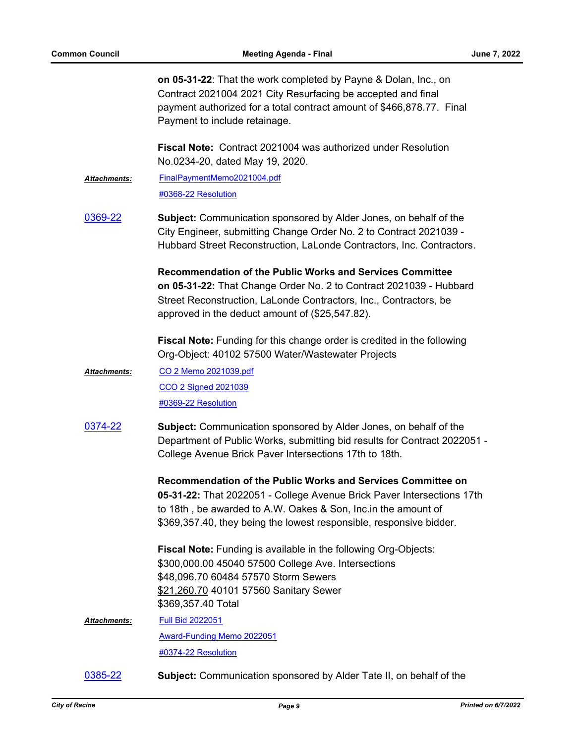**on 05-31-22**: That the work completed by Payne & Dolan, Inc., on Contract 2021004 2021 City Resurfacing be accepted and final payment authorized for a total contract amount of $466,878.77. Final Payment to include retainage.

**Fiscal Note:** Contract 2021004 was authorized under Resolution No.0234-20, dated May 19, 2020.

***Attachments:*** FinalPaymentMemo2021004.pdf
#0368-22 Resolution

**0369-22** **Subject:** Communication sponsored by Alder Jones, on behalf of the City Engineer, submitting Change Order No. 2 to Contract 2021039 - Hubbard Street Reconstruction, LaLonde Contractors, Inc. Contractors.

**Recommendation of the Public Works and Services Committee on 05-31-22:** That Change Order No. 2 to Contract 2021039 - Hubbard Street Reconstruction, LaLonde Contractors, Inc., Contractors, be approved in the deduct amount of ($25,547.82).

**Fiscal Note:** Funding for this change order is credited in the following Org-Object: 40102 57500 Water/Wastewater Projects

***Attachments:*** CO 2 Memo 2021039.pdf
CCO 2 Signed 2021039
#0369-22 Resolution

**0374-22** **Subject:** Communication sponsored by Alder Jones, on behalf of the Department of Public Works, submitting bid results for Contract 2022051 - College Avenue Brick Paver Intersections 17th to 18th.

**Recommendation of the Public Works and Services Committee on 05-31-22:** That 2022051 - College Avenue Brick Paver Intersections 17th to 18th , be awarded to A.W. Oakes & Son, Inc.in the amount of $369,357.40, they being the lowest responsible, responsive bidder.

**Fiscal Note:** Funding is available in the following Org-Objects:
$300,000.00 45040 57500 College Ave. Intersections
$48,096.70 60484 57570 Storm Sewers
$21,260.70 40101 57560 Sanitary Sewer
$369,357.40 Total

***Attachments:*** Full Bid 2022051
Award-Funding Memo 2022051
#0374-22 Resolution

**0385-22** **Subject:** Communication sponsored by Alder Tate II, on behalf of the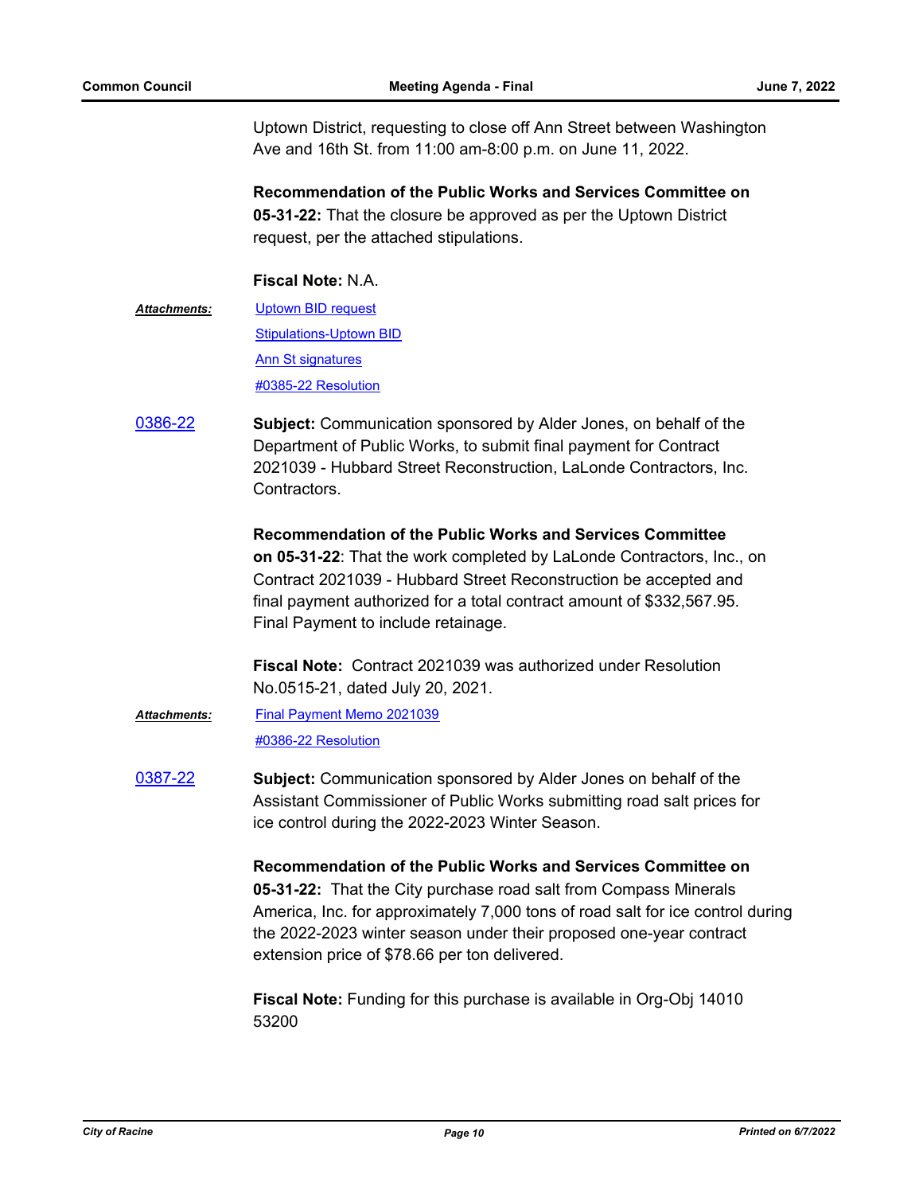Uptown District, requesting to close off Ann Street between Washington Ave and 16th St. from 11:00 am-8:00 p.m. on June 11, 2022.

**Recommendation of the Public Works and Services Committee on 05-31-22:** That the closure be approved as per the Uptown District request, per the attached stipulations.

**Fiscal Note:** N.A.

***Attachments:*** Uptown BID request
Stipulations-Uptown BID
Ann St signatures
#0385-22 Resolution

**0386-22**

**Subject:** Communication sponsored by Alder Jones, on behalf of the Department of Public Works, to submit final payment for Contract 2021039 - Hubbard Street Reconstruction, LaLonde Contractors, Inc. Contractors.

**Recommendation of the Public Works and Services Committee on 05-31-22**: That the work completed by LaLonde Contractors, Inc., on Contract 2021039 - Hubbard Street Reconstruction be accepted and final payment authorized for a total contract amount of $332,567.95. Final Payment to include retainage.

**Fiscal Note:** Contract 2021039 was authorized under Resolution No.0515-21, dated July 20, 2021.

***Attachments:*** Final Payment Memo 2021039
#0386-22 Resolution

**0387-22**

**Subject:** Communication sponsored by Alder Jones on behalf of the Assistant Commissioner of Public Works submitting road salt prices for ice control during the 2022-2023 Winter Season.

**Recommendation of the Public Works and Services Committee on 05-31-22:** That the City purchase road salt from Compass Minerals America, Inc. for approximately 7,000 tons of road salt for ice control during the 2022-2023 winter season under their proposed one-year contract extension price of $78.66 per ton delivered.

**Fiscal Note:** Funding for this purchase is available in Org-Obj 14010 53200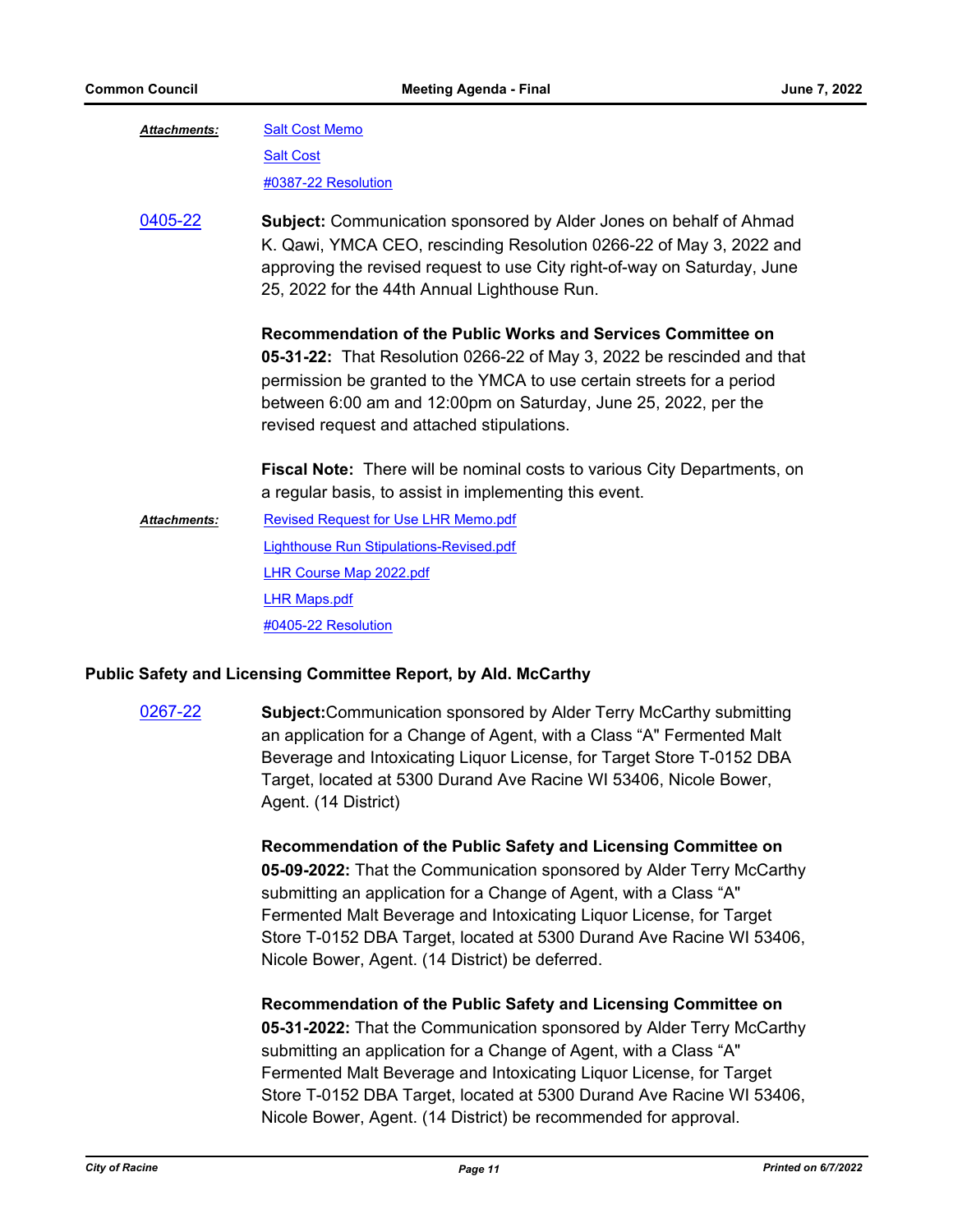***Attachments:*** Salt Cost Memo
Salt Cost
#0387-22 Resolution

0405-22 **Subject:** Communication sponsored by Alder Jones on behalf of Ahmad K. Qawi, YMCA CEO, rescinding Resolution 0266-22 of May 3, 2022 and approving the revised request to use City right-of-way on Saturday, June 25, 2022 for the 44th Annual Lighthouse Run.

**Recommendation of the Public Works and Services Committee on 05-31-22:** That Resolution 0266-22 of May 3, 2022 be rescinded and that permission be granted to the YMCA to use certain streets for a period between 6:00 am and 12:00pm on Saturday, June 25, 2022, per the revised request and attached stipulations.

**Fiscal Note:** There will be nominal costs to various City Departments, on a regular basis, to assist in implementing this event.

***Attachments:*** Revised Request for Use LHR Memo.pdf
Lighthouse Run Stipulations-Revised.pdf
LHR Course Map 2022.pdf
LHR Maps.pdf
#0405-22 Resolution

## Public Safety and Licensing Committee Report, by Ald. McCarthy

0267-22 **Subject:**Communication sponsored by Alder Terry McCarthy submitting an application for a Change of Agent, with a Class "A" Fermented Malt Beverage and Intoxicating Liquor License, for Target Store T-0152 DBA Target, located at 5300 Durand Ave Racine WI 53406, Nicole Bower, Agent. (14 District)

**Recommendation of the Public Safety and Licensing Committee on 05-09-2022:** That the Communication sponsored by Alder Terry McCarthy submitting an application for a Change of Agent, with a Class "A" Fermented Malt Beverage and Intoxicating Liquor License, for Target Store T-0152 DBA Target, located at 5300 Durand Ave Racine WI 53406, Nicole Bower, Agent. (14 District) be deferred.

**Recommendation of the Public Safety and Licensing Committee on 05-31-2022:** That the Communication sponsored by Alder Terry McCarthy submitting an application for a Change of Agent, with a Class "A" Fermented Malt Beverage and Intoxicating Liquor License, for Target Store T-0152 DBA Target, located at 5300 Durand Ave Racine WI 53406, Nicole Bower, Agent. (14 District) be recommended for approval.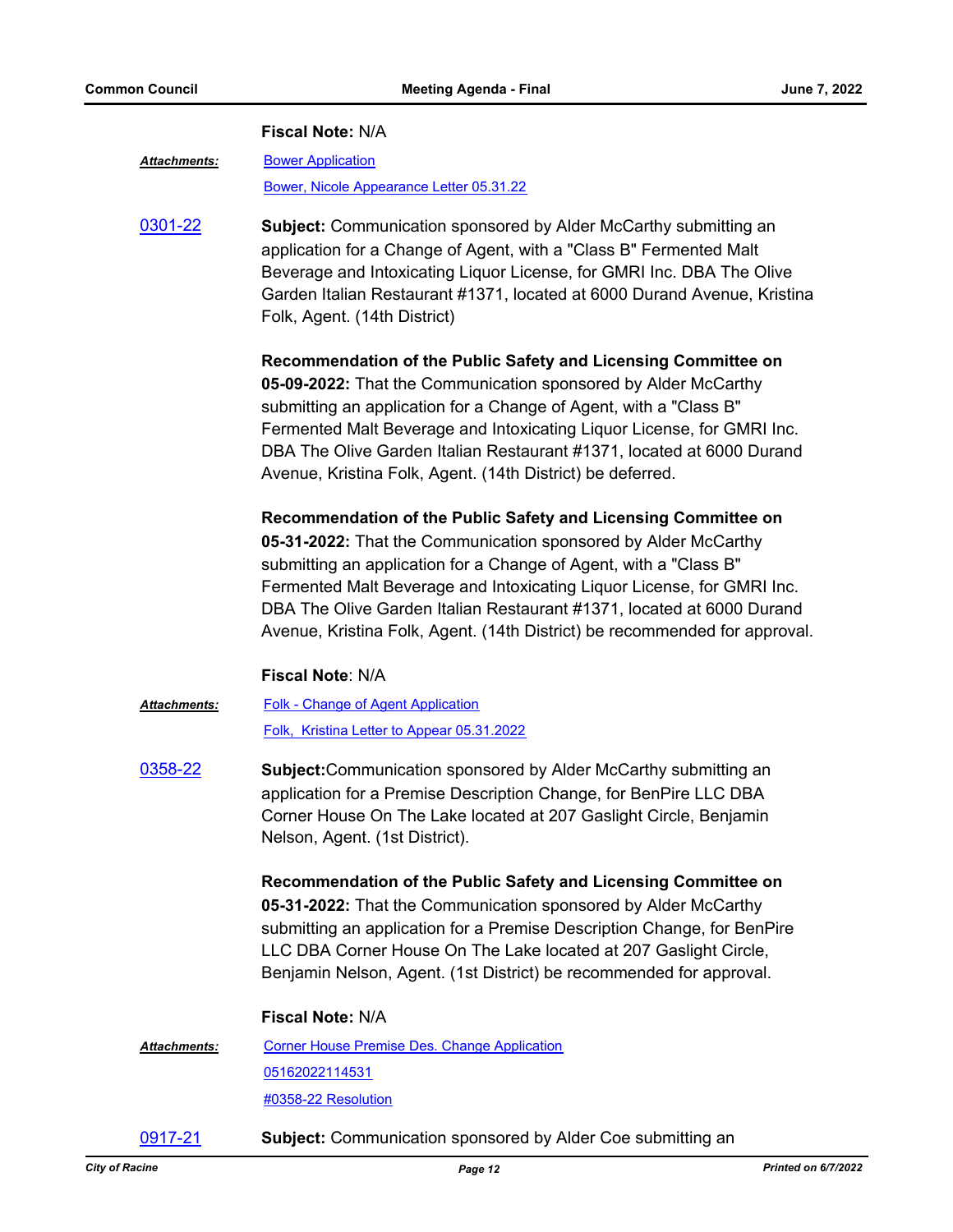**Fiscal Note:** N/A

***Attachments:*** Bower Application

Bower, Nicole Appearance Letter 05.31.22

0301-22 **Subject:** Communication sponsored by Alder McCarthy submitting an application for a Change of Agent, with a "Class B" Fermented Malt Beverage and Intoxicating Liquor License, for GMRI Inc. DBA The Olive Garden Italian Restaurant #1371, located at 6000 Durand Avenue, Kristina Folk, Agent. (14th District)

**Recommendation of the Public Safety and Licensing Committee on 05-09-2022:** That the Communication sponsored by Alder McCarthy submitting an application for a Change of Agent, with a "Class B" Fermented Malt Beverage and Intoxicating Liquor License, for GMRI Inc. DBA The Olive Garden Italian Restaurant #1371, located at 6000 Durand Avenue, Kristina Folk, Agent. (14th District) be deferred.

**Recommendation of the Public Safety and Licensing Committee on 05-31-2022:** That the Communication sponsored by Alder McCarthy submitting an application for a Change of Agent, with a "Class B" Fermented Malt Beverage and Intoxicating Liquor License, for GMRI Inc. DBA The Olive Garden Italian Restaurant #1371, located at 6000 Durand Avenue, Kristina Folk, Agent. (14th District) be recommended for approval.

**Fiscal Note**: N/A

***Attachments:*** Folk - Change of Agent Application

Folk, Kristina Letter to Appear 05.31.2022

0358-22 **Subject:**Communication sponsored by Alder McCarthy submitting an application for a Premise Description Change, for BenPire LLC DBA Corner House On The Lake located at 207 Gaslight Circle, Benjamin Nelson, Agent. (1st District).

**Recommendation of the Public Safety and Licensing Committee on 05-31-2022:** That the Communication sponsored by Alder McCarthy submitting an application for a Premise Description Change, for BenPire LLC DBA Corner House On The Lake located at 207 Gaslight Circle, Benjamin Nelson, Agent. (1st District) be recommended for approval.

**Fiscal Note:** N/A

***Attachments:*** Corner House Premise Des. Change Application

05162022114531

#0358-22 Resolution

0917-21 **Subject:** Communication sponsored by Alder Coe submitting an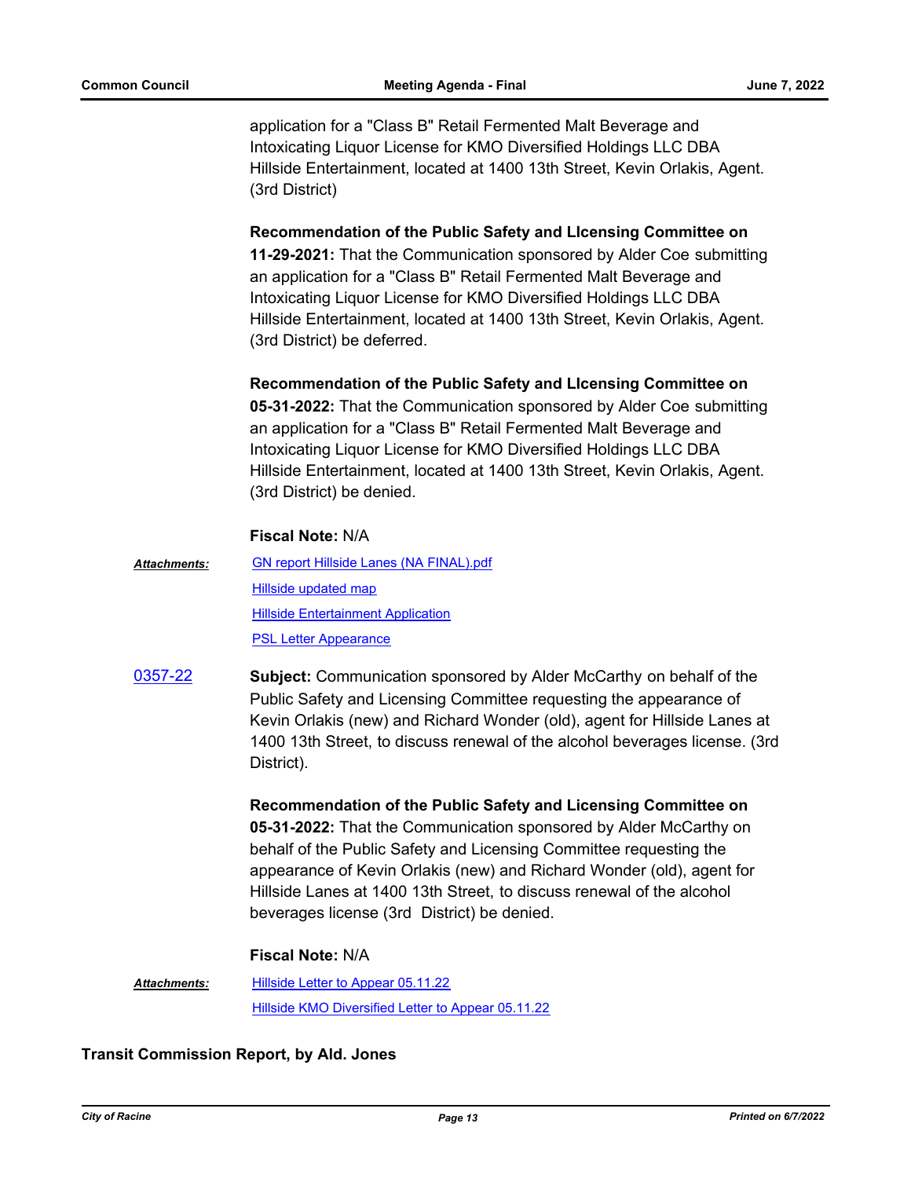application for a "Class B" Retail Fermented Malt Beverage and Intoxicating Liquor License for KMO Diversified Holdings LLC DBA Hillside Entertainment, located at 1400 13th Street, Kevin Orlakis, Agent. (3rd District)

**Recommendation of the Public Safety and LIcensing Committee on 11-29-2021:** That the Communication sponsored by Alder Coe submitting an application for a "Class B" Retail Fermented Malt Beverage and Intoxicating Liquor License for KMO Diversified Holdings LLC DBA Hillside Entertainment, located at 1400 13th Street, Kevin Orlakis, Agent. (3rd District) be deferred.

**Recommendation of the Public Safety and LIcensing Committee on 05-31-2022:** That the Communication sponsored by Alder Coe submitting an application for a "Class B" Retail Fermented Malt Beverage and Intoxicating Liquor License for KMO Diversified Holdings LLC DBA Hillside Entertainment, located at 1400 13th Street, Kevin Orlakis, Agent. (3rd District) be denied.

**Fiscal Note:** N/A

***Attachments:*** GN report Hillside Lanes (NA FINAL).pdf
Hillside updated map
Hillside Entertainment Application
PSL Letter Appearance

0357-22 **Subject:** Communication sponsored by Alder McCarthy on behalf of the Public Safety and Licensing Committee requesting the appearance of Kevin Orlakis (new) and Richard Wonder (old), agent for Hillside Lanes at 1400 13th Street, to discuss renewal of the alcohol beverages license. (3rd District).

**Recommendation of the Public Safety and Licensing Committee on 05-31-2022:** That the Communication sponsored by Alder McCarthy on behalf of the Public Safety and Licensing Committee requesting the appearance of Kevin Orlakis (new) and Richard Wonder (old), agent for Hillside Lanes at 1400 13th Street, to discuss renewal of the alcohol beverages license (3rd District) be denied.

**Fiscal Note:** N/A

***Attachments:*** Hillside Letter to Appear 05.11.22
Hillside KMO Diversified Letter to Appear 05.11.22

**Transit Commission Report, by Ald. Jones**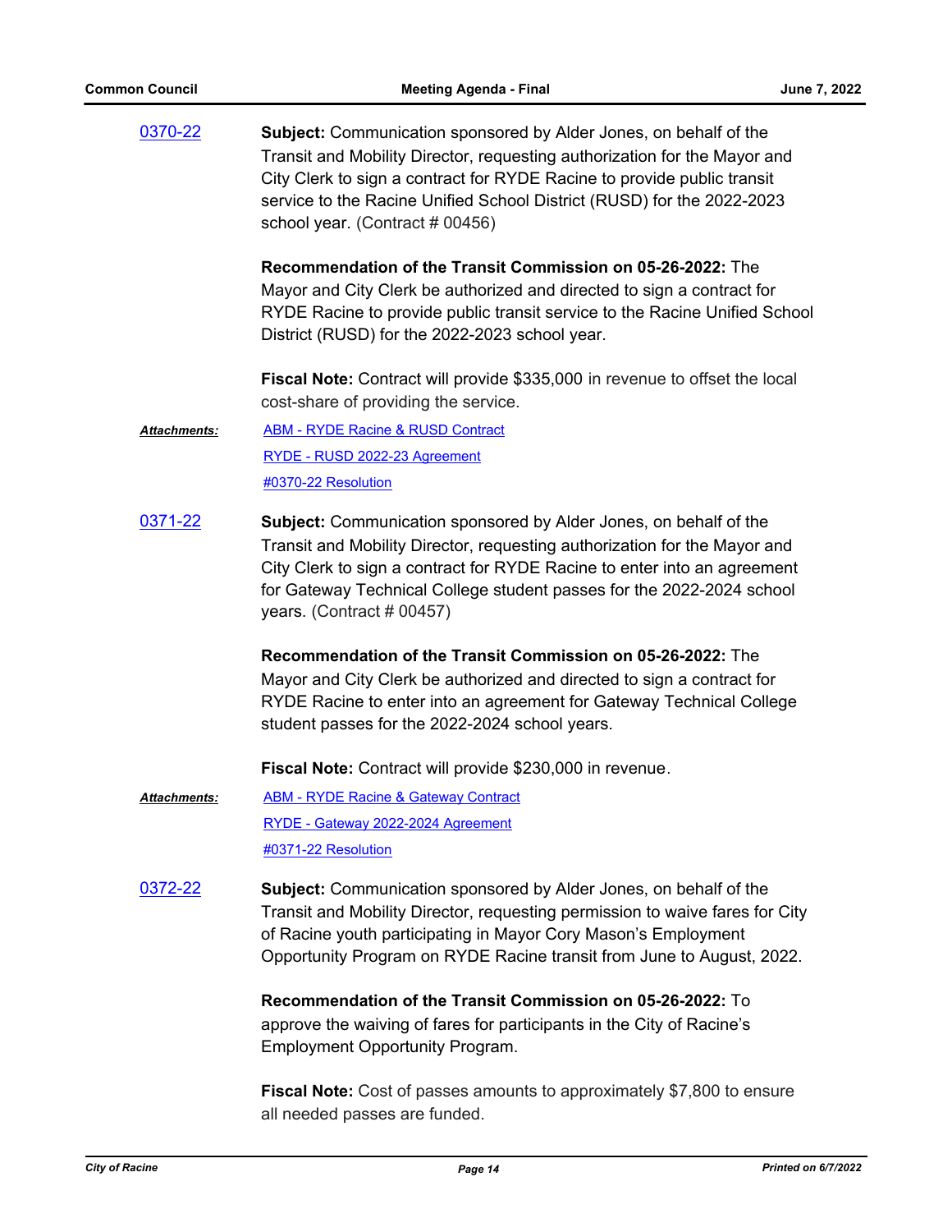0370-22

**Subject:** Communication sponsored by Alder Jones, on behalf of the Transit and Mobility Director, requesting authorization for the Mayor and City Clerk to sign a contract for RYDE Racine to provide public transit service to the Racine Unified School District (RUSD) for the 2022-2023 school year. (Contract # 00456)

**Recommendation of the Transit Commission on 05-26-2022:** The Mayor and City Clerk be authorized and directed to sign a contract for RYDE Racine to provide public transit service to the Racine Unified School District (RUSD) for the 2022-2023 school year.

**Fiscal Note:** Contract will provide $335,000 in revenue to offset the local cost-share of providing the service.

***Attachments:***
ABM - RYDE Racine & RUSD Contract
RYDE - RUSD 2022-23 Agreement
#0370-22 Resolution

0371-22

**Subject:** Communication sponsored by Alder Jones, on behalf of the Transit and Mobility Director, requesting authorization for the Mayor and City Clerk to sign a contract for RYDE Racine to enter into an agreement for Gateway Technical College student passes for the 2022-2024 school years. (Contract # 00457)

**Recommendation of the Transit Commission on 05-26-2022:** The Mayor and City Clerk be authorized and directed to sign a contract for RYDE Racine to enter into an agreement for Gateway Technical College student passes for the 2022-2024 school years.

**Fiscal Note:** Contract will provide $230,000 in revenue.

***Attachments:***
ABM - RYDE Racine & Gateway Contract
RYDE - Gateway 2022-2024 Agreement
#0371-22 Resolution

0372-22

**Subject:** Communication sponsored by Alder Jones, on behalf of the Transit and Mobility Director, requesting permission to waive fares for City of Racine youth participating in Mayor Cory Mason's Employment Opportunity Program on RYDE Racine transit from June to August, 2022.

**Recommendation of the Transit Commission on 05-26-2022:** To approve the waiving of fares for participants in the City of Racine's Employment Opportunity Program.

**Fiscal Note:** Cost of passes amounts to approximately $7,800 to ensure all needed passes are funded.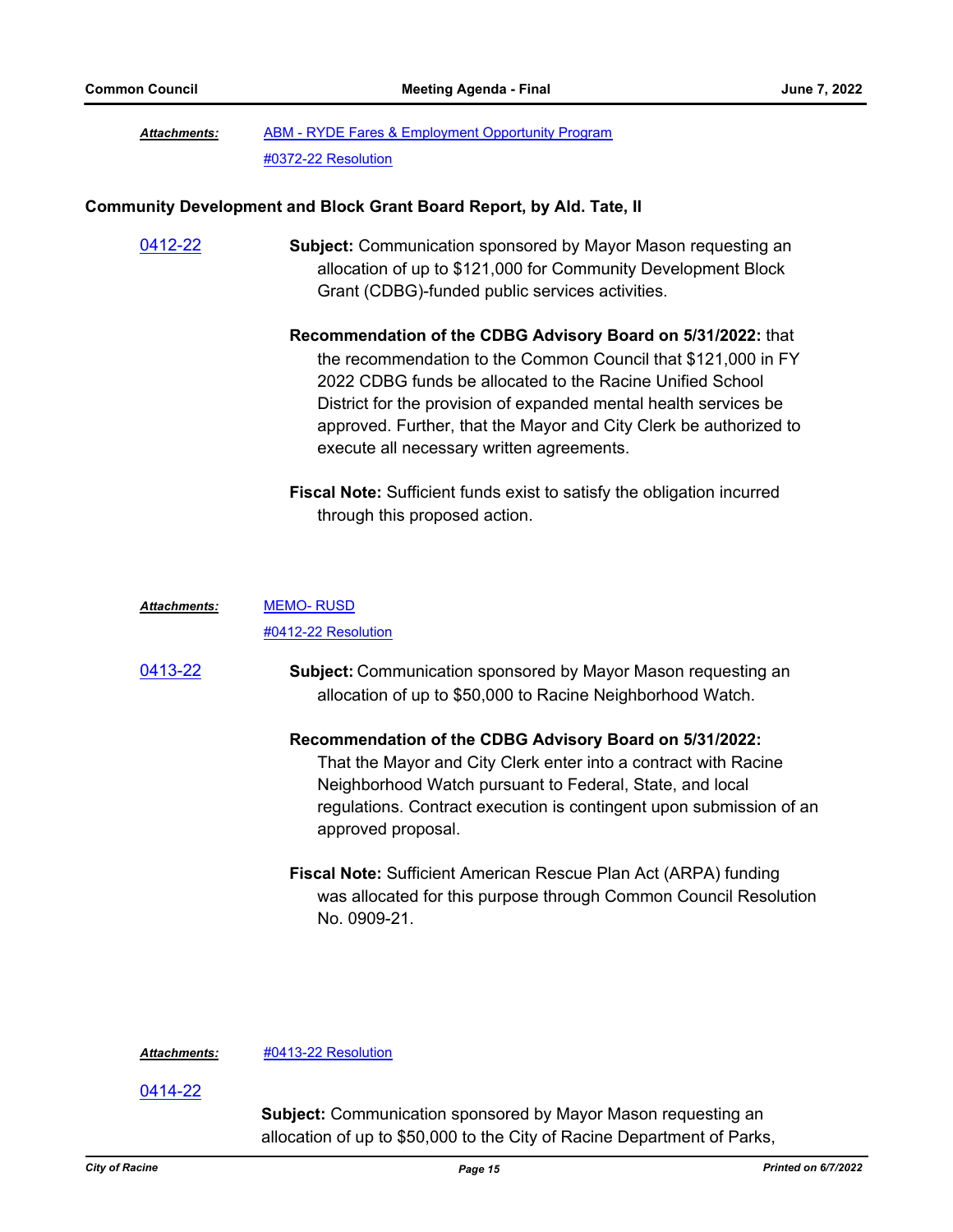***Attachments:*** ABM - RYDE Fares & Employment Opportunity Program

#0372-22 Resolution

**Community Development and Block Grant Board Report, by Ald. Tate, II**

0412-22

**Subject:** Communication sponsored by Mayor Mason requesting an allocation of up to $121,000 for Community Development Block Grant (CDBG)-funded public services activities.

**Recommendation of the CDBG Advisory Board on 5/31/2022:** that the recommendation to the Common Council that $121,000 in FY 2022 CDBG funds be allocated to the Racine Unified School District for the provision of expanded mental health services be approved. Further, that the Mayor and City Clerk be authorized to execute all necessary written agreements.

**Fiscal Note:** Sufficient funds exist to satisfy the obligation incurred through this proposed action.

***Attachments:*** MEMO- RUSD

#0412-22 Resolution

0413-22

**Subject:** Communication sponsored by Mayor Mason requesting an allocation of up to $50,000 to Racine Neighborhood Watch.

**Recommendation of the CDBG Advisory Board on 5/31/2022:** That the Mayor and City Clerk enter into a contract with Racine Neighborhood Watch pursuant to Federal, State, and local regulations. Contract execution is contingent upon submission of an approved proposal.

**Fiscal Note:** Sufficient American Rescue Plan Act (ARPA) funding was allocated for this purpose through Common Council Resolution No. 0909-21.

***Attachments:*** #0413-22 Resolution

0414-22

**Subject:** Communication sponsored by Mayor Mason requesting an allocation of up to $50,000 to the City of Racine Department of Parks,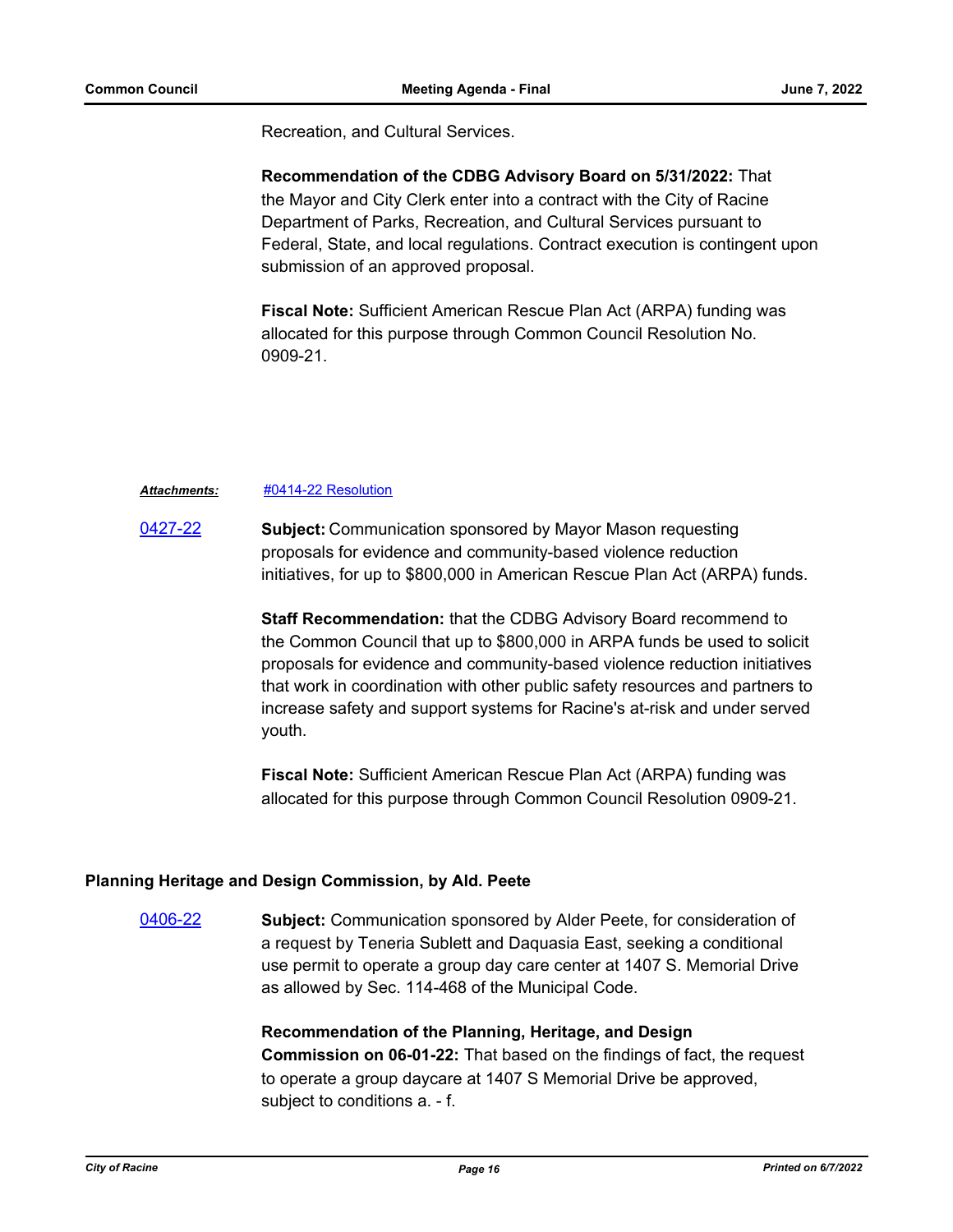Recreation, and Cultural Services.

**Recommendation of the CDBG Advisory Board on 5/31/2022:** That the Mayor and City Clerk enter into a contract with the City of Racine Department of Parks, Recreation, and Cultural Services pursuant to Federal, State, and local regulations. Contract execution is contingent upon submission of an approved proposal.

**Fiscal Note:** Sufficient American Rescue Plan Act (ARPA) funding was allocated for this purpose through Common Council Resolution No. 0909-21.

***Attachments:*** [#0414-22 Resolution]

[0427-22] **Subject:** Communication sponsored by Mayor Mason requesting proposals for evidence and community-based violence reduction initiatives, for up to $800,000 in American Rescue Plan Act (ARPA) funds.

**Staff Recommendation:** that the CDBG Advisory Board recommend to the Common Council that up to $800,000 in ARPA funds be used to solicit proposals for evidence and community-based violence reduction initiatives that work in coordination with other public safety resources and partners to increase safety and support systems for Racine's at-risk and under served youth.

**Fiscal Note:** Sufficient American Rescue Plan Act (ARPA) funding was allocated for this purpose through Common Council Resolution 0909-21.

**Planning Heritage and Design Commission, by Ald. Peete**

[0406-22] **Subject:** Communication sponsored by Alder Peete, for consideration of a request by Teneria Sublett and Daquasia East, seeking a conditional use permit to operate a group day care center at 1407 S. Memorial Drive as allowed by Sec. 114-468 of the Municipal Code.

**Recommendation of the Planning, Heritage, and Design Commission on 06-01-22:** That based on the findings of fact, the request to operate a group daycare at 1407 S Memorial Drive be approved, subject to conditions a. - f.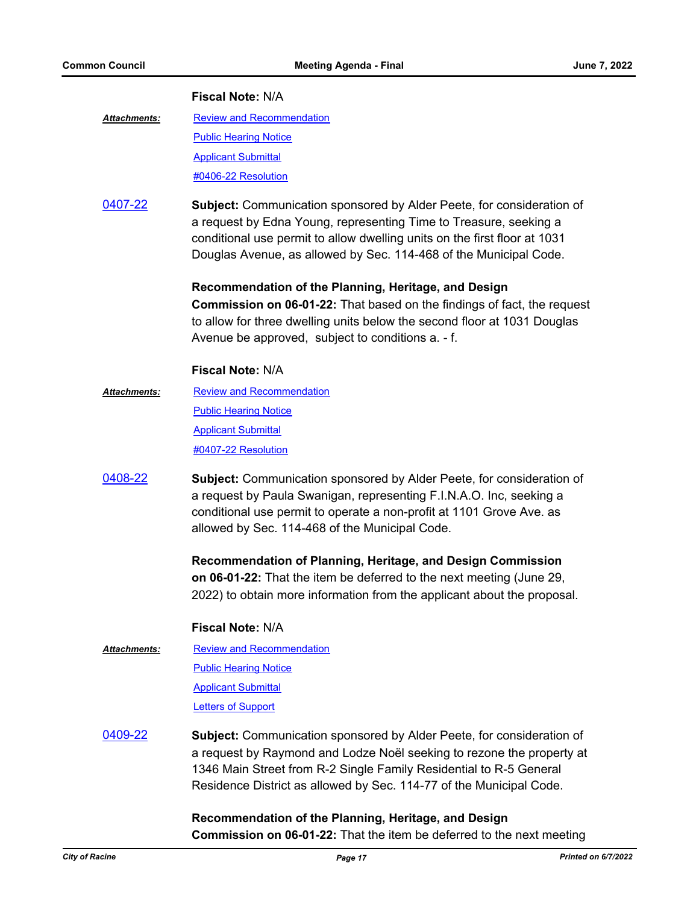**Fiscal Note:** N/A

***Attachments:*** Review and Recommendation

Public Hearing Notice

Applicant Submittal

#0406-22 Resolution

0407-22 **Subject:** Communication sponsored by Alder Peete, for consideration of a request by Edna Young, representing Time to Treasure, seeking a conditional use permit to allow dwelling units on the first floor at 1031 Douglas Avenue, as allowed by Sec. 114-468 of the Municipal Code.

**Recommendation of the Planning, Heritage, and Design Commission on 06-01-22:** That based on the findings of fact, the request to allow for three dwelling units below the second floor at 1031 Douglas Avenue be approved, subject to conditions a. - f.

**Fiscal Note:** N/A

***Attachments:*** Review and Recommendation

Public Hearing Notice

Applicant Submittal

#0407-22 Resolution

0408-22 **Subject:** Communication sponsored by Alder Peete, for consideration of a request by Paula Swanigan, representing F.I.N.A.O. Inc, seeking a conditional use permit to operate a non-profit at 1101 Grove Ave. as allowed by Sec. 114-468 of the Municipal Code.

**Recommendation of Planning, Heritage, and Design Commission on 06-01-22:** That the item be deferred to the next meeting (June 29, 2022) to obtain more information from the applicant about the proposal.

**Fiscal Note:** N/A

***Attachments:*** Review and Recommendation

Public Hearing Notice

Applicant Submittal

Letters of Support

0409-22 **Subject:** Communication sponsored by Alder Peete, for consideration of a request by Raymond and Lodze Noël seeking to rezone the property at 1346 Main Street from R-2 Single Family Residential to R-5 General Residence District as allowed by Sec. 114-77 of the Municipal Code.

**Recommendation of the Planning, Heritage, and Design Commission on 06-01-22:** That the item be deferred to the next meeting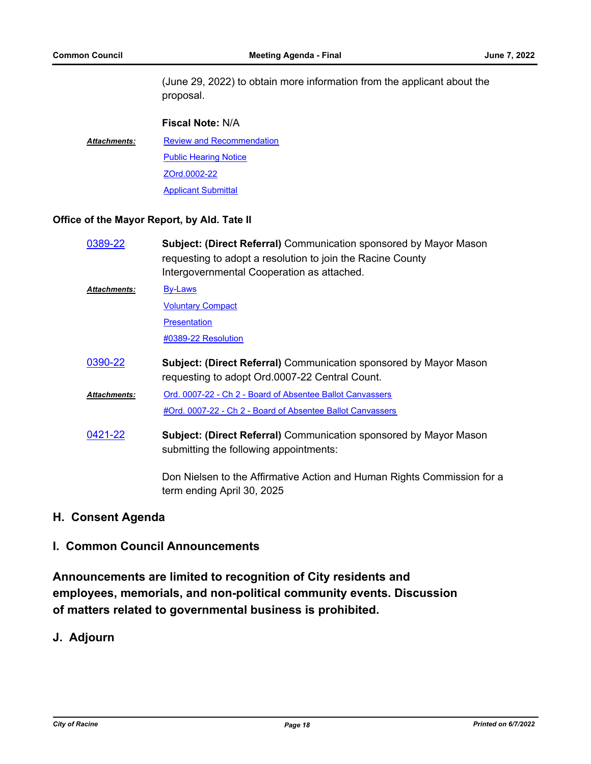(June 29, 2022) to obtain more information from the applicant about the proposal.

**Fiscal Note:** N/A

***Attachments:*** Review and Recommendation
Public Hearing Notice
ZOrd.0002-22
Applicant Submittal

**Office of the Mayor Report, by Ald. Tate II**

0389-22 **Subject: (Direct Referral)** Communication sponsored by Mayor Mason requesting to adopt a resolution to join the Racine County Intergovernmental Cooperation as attached.

***Attachments:*** By-Laws
Voluntary Compact
Presentation
#0389-22 Resolution

0390-22 **Subject: (Direct Referral)** Communication sponsored by Mayor Mason requesting to adopt Ord.0007-22 Central Count.

***Attachments:*** Ord. 0007-22 - Ch 2 - Board of Absentee Ballot Canvassers
#Ord. 0007-22 - Ch 2 - Board of Absentee Ballot Canvassers

0421-22 **Subject: (Direct Referral)** Communication sponsored by Mayor Mason submitting the following appointments:

Don Nielsen to the Affirmative Action and Human Rights Commission for a term ending April 30, 2025

## H. Consent Agenda

## I. Common Council Announcements

**Announcements are limited to recognition of City residents and employees, memorials, and non-political community events. Discussion of matters related to governmental business is prohibited.**

## J. Adjourn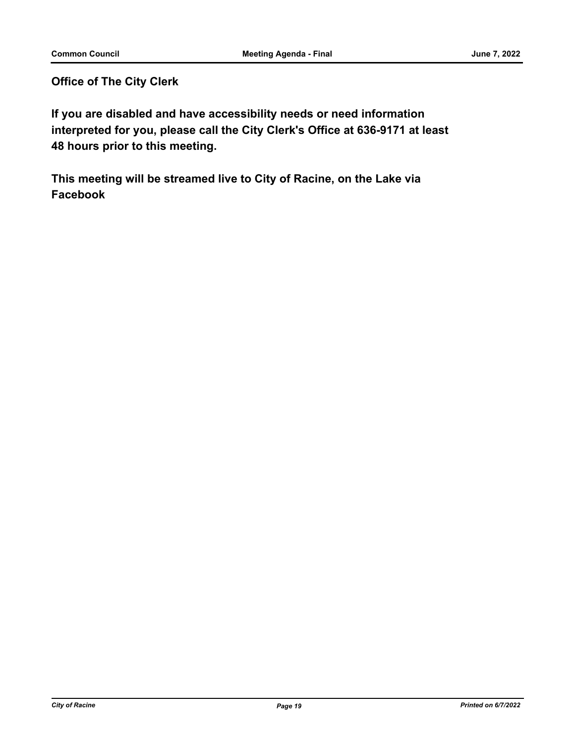**Office of The City Clerk**

**If you are disabled and have accessibility needs or need information interpreted for you, please call the City Clerk's Office at 636-9171 at least 48 hours prior to this meeting.**

**This meeting will be streamed live to City of Racine, on the Lake via Facebook**